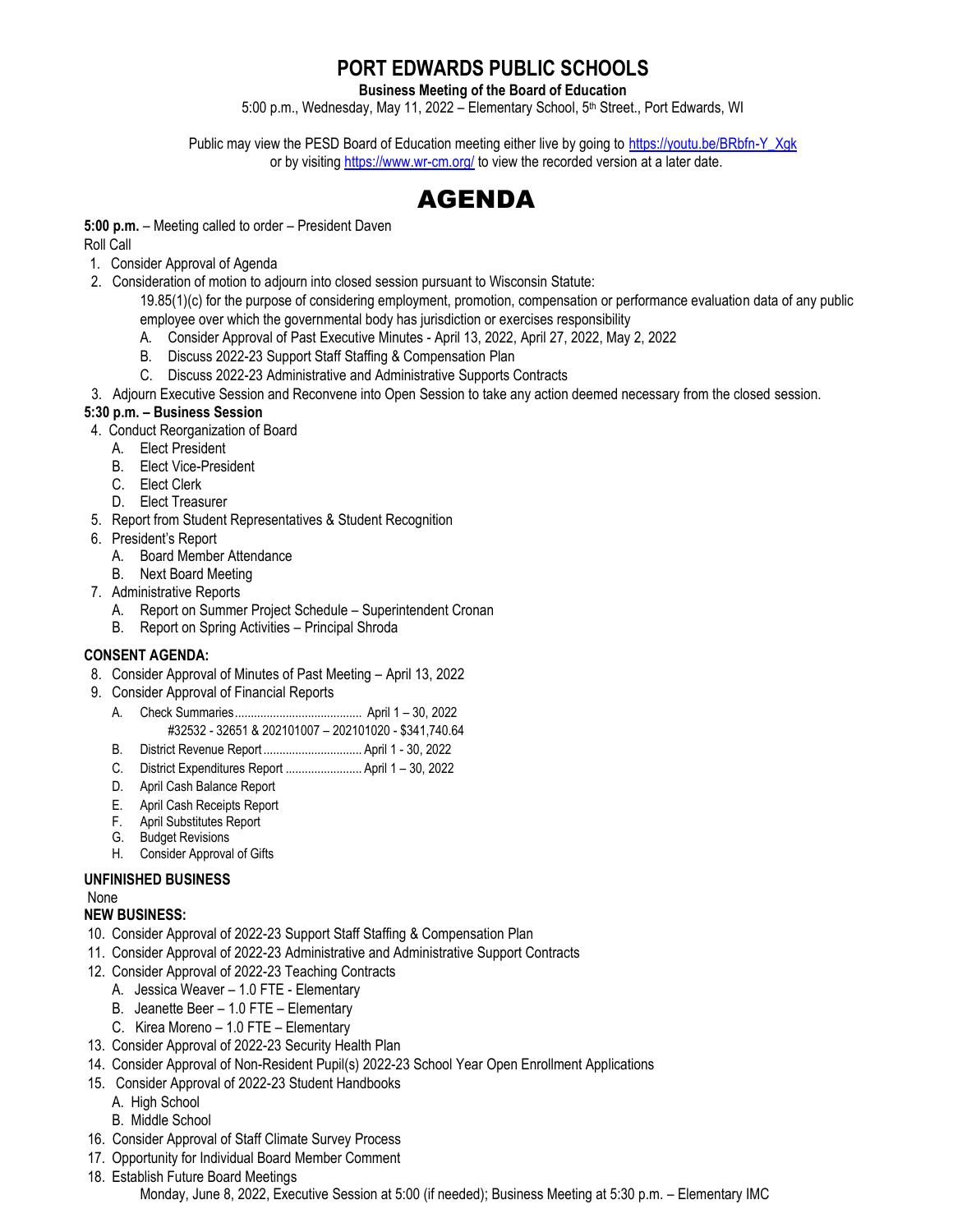# PORT EDWARDS PUBLIC SCHOOLS

**Business Meeting of the Board of Education**

5:00 p.m., Wednesday, May 11, 2022 – Elementary School, 5th Street., Port Edwards, WI

Public may view the PESD Board of Education meeting either live by going to https://youtu.be/BRbfn-Y_Xgk or by visiting https://www.wr-cm.org/ to view the recorded version at a later date.

# AGENDA

**5:00 p.m.** – Meeting called to order – President Daven

Roll Call

1. Consider Approval of Agenda
2. Consideration of motion to adjourn into closed session pursuant to Wisconsin Statute:
   19.85(1)(c) for the purpose of considering employment, promotion, compensation or performance evaluation data of any public employee over which the governmental body has jurisdiction or exercises responsibility
   A. Consider Approval of Past Executive Minutes - April 13, 2022, April 27, 2022, May 2, 2022
   B. Discuss 2022-23 Support Staff Staffing & Compensation Plan
   C. Discuss 2022-23 Administrative and Administrative Supports Contracts
3. Adjourn Executive Session and Reconvene into Open Session to take any action deemed necessary from the closed session.

**5:30 p.m. – Business Session**

4. Conduct Reorganization of Board
   A. Elect President
   B. Elect Vice-President
   C. Elect Clerk
   D. Elect Treasurer
5. Report from Student Representatives & Student Recognition
6. President's Report
   A. Board Member Attendance
   B. Next Board Meeting
7. Administrative Reports
   A. Report on Summer Project Schedule – Superintendent Cronan
   B. Report on Spring Activities – Principal Shroda

**CONSENT AGENDA:**

8. Consider Approval of Minutes of Past Meeting – April 13, 2022
9. Consider Approval of Financial Reports
   A. Check Summaries........................................ April 1 – 30, 2022
      #32532 - 32651 & 202101007 – 202101020 - $341,740.64
   B. District Revenue Report ............................... April 1 - 30, 2022
   C. District Expenditures Report ........................ April 1 – 30, 2022
   D. April Cash Balance Report
   E. April Cash Receipts Report
   F. April Substitutes Report
   G. Budget Revisions
   H. Consider Approval of Gifts

**UNFINISHED BUSINESS**

None

**NEW BUSINESS:**

10. Consider Approval of 2022-23 Support Staff Staffing & Compensation Plan
11. Consider Approval of 2022-23 Administrative and Administrative Support Contracts
12. Consider Approval of 2022-23 Teaching Contracts
    A. Jessica Weaver – 1.0 FTE - Elementary
    B. Jeanette Beer – 1.0 FTE – Elementary
    C. Kirea Moreno – 1.0 FTE – Elementary
13. Consider Approval of 2022-23 Security Health Plan
14. Consider Approval of Non-Resident Pupil(s) 2022-23 School Year Open Enrollment Applications
15. Consider Approval of 2022-23 Student Handbooks
    A. High School
    B. Middle School
16. Consider Approval of Staff Climate Survey Process
17. Opportunity for Individual Board Member Comment
18. Establish Future Board Meetings
    Monday, June 8, 2022, Executive Session at 5:00 (if needed); Business Meeting at 5:30 p.m. – Elementary IMC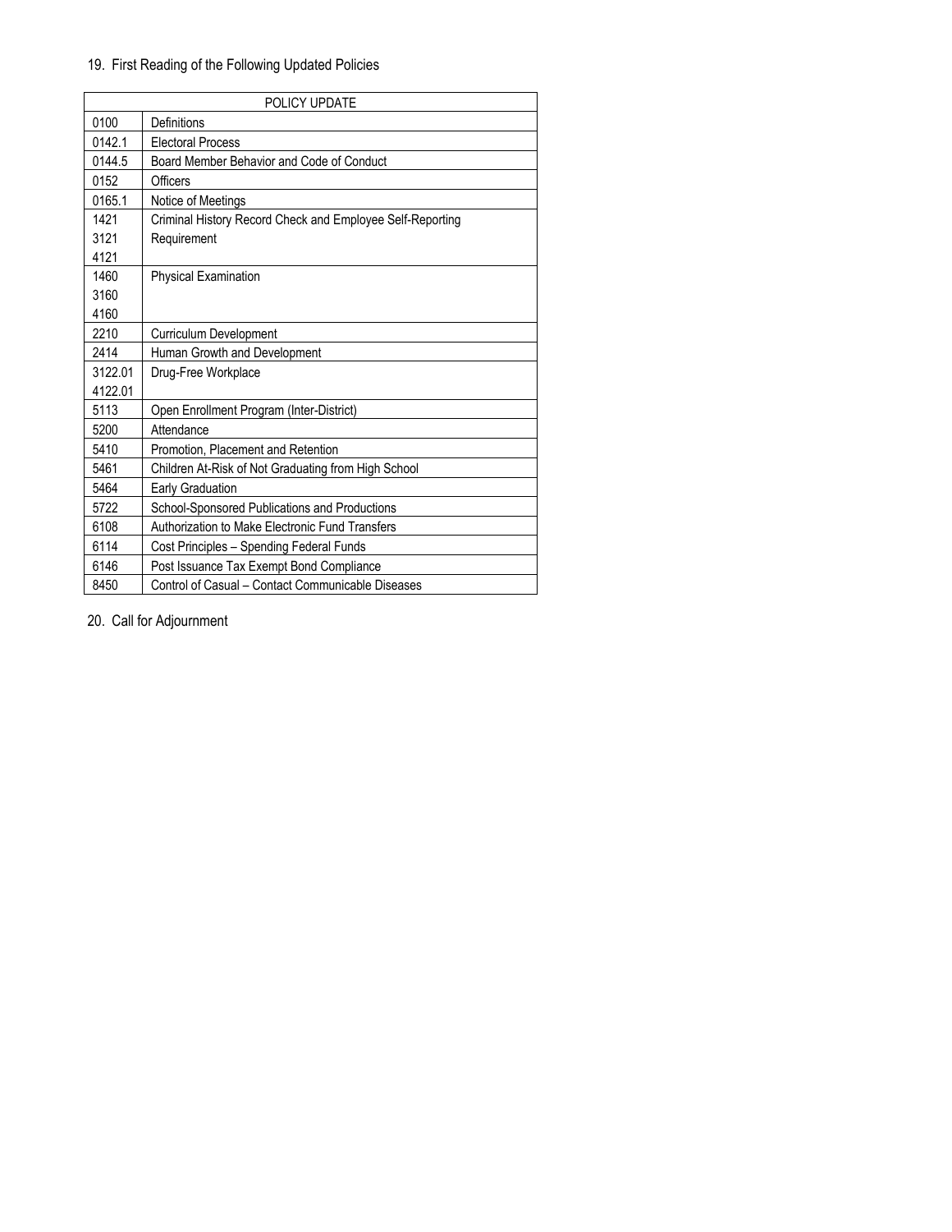19. First Reading of the Following Updated Policies

| POLICY UPDATE | |
|---|---|
| 0100 | Definitions |
| 0142.1 | Electoral Process |
| 0144.5 | Board Member Behavior and Code of Conduct |
| 0152 | Officers |
| 0165.1 | Notice of Meetings |
| 1421<br>3121<br>4121 | Criminal History Record Check and Employee Self-Reporting Requirement |
| 1460<br>3160<br>4160 | Physical Examination |
| 2210 | Curriculum Development |
| 2414 | Human Growth and Development |
| 3122.01<br>4122.01 | Drug-Free Workplace |
| 5113 | Open Enrollment Program (Inter-District) |
| 5200 | Attendance |
| 5410 | Promotion, Placement and Retention |
| 5461 | Children At-Risk of Not Graduating from High School |
| 5464 | Early Graduation |
| 5722 | School-Sponsored Publications and Productions |
| 6108 | Authorization to Make Electronic Fund Transfers |
| 6114 | Cost Principles – Spending Federal Funds |
| 6146 | Post Issuance Tax Exempt Bond Compliance |
| 8450 | Control of Casual – Contact Communicable Diseases |

20. Call for Adjournment